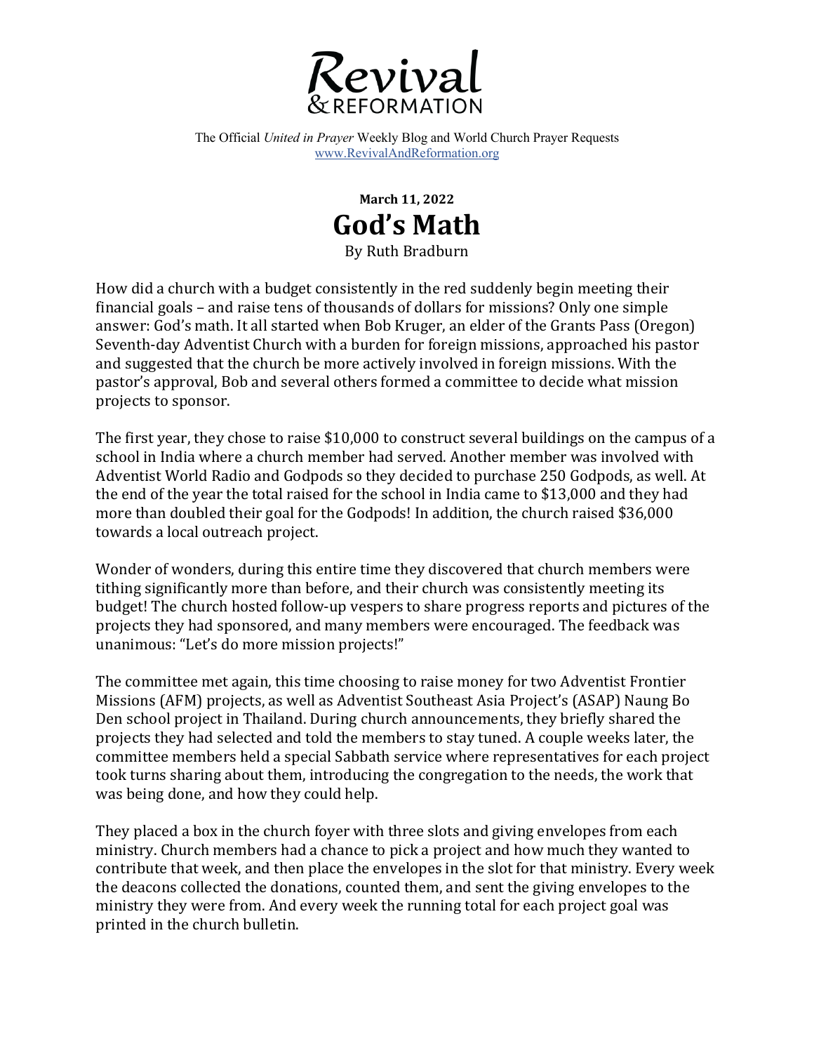# Revival & REFORMATION

The Official *United in Prayer* Weekly Blog and World Church Prayer Requests
www.RevivalAndReformation.org

**March 11, 2022**

## God's Math

By Ruth Bradburn

How did a church with a budget consistently in the red suddenly begin meeting their financial goals – and raise tens of thousands of dollars for missions? Only one simple answer: God's math. It all started when Bob Kruger, an elder of the Grants Pass (Oregon) Seventh-day Adventist Church with a burden for foreign missions, approached his pastor and suggested that the church be more actively involved in foreign missions. With the pastor's approval, Bob and several others formed a committee to decide what mission projects to sponsor.

The first year, they chose to raise $10,000 to construct several buildings on the campus of a school in India where a church member had served. Another member was involved with Adventist World Radio and Godpods so they decided to purchase 250 Godpods, as well. At the end of the year the total raised for the school in India came to $13,000 and they had more than doubled their goal for the Godpods! In addition, the church raised $36,000 towards a local outreach project.

Wonder of wonders, during this entire time they discovered that church members were tithing significantly more than before, and their church was consistently meeting its budget! The church hosted follow-up vespers to share progress reports and pictures of the projects they had sponsored, and many members were encouraged. The feedback was unanimous: "Let's do more mission projects!"

The committee met again, this time choosing to raise money for two Adventist Frontier Missions (AFM) projects, as well as Adventist Southeast Asia Project's (ASAP) Naung Bo Den school project in Thailand. During church announcements, they briefly shared the projects they had selected and told the members to stay tuned. A couple weeks later, the committee members held a special Sabbath service where representatives for each project took turns sharing about them, introducing the congregation to the needs, the work that was being done, and how they could help.

They placed a box in the church foyer with three slots and giving envelopes from each ministry. Church members had a chance to pick a project and how much they wanted to contribute that week, and then place the envelopes in the slot for that ministry. Every week the deacons collected the donations, counted them, and sent the giving envelopes to the ministry they were from. And every week the running total for each project goal was printed in the church bulletin.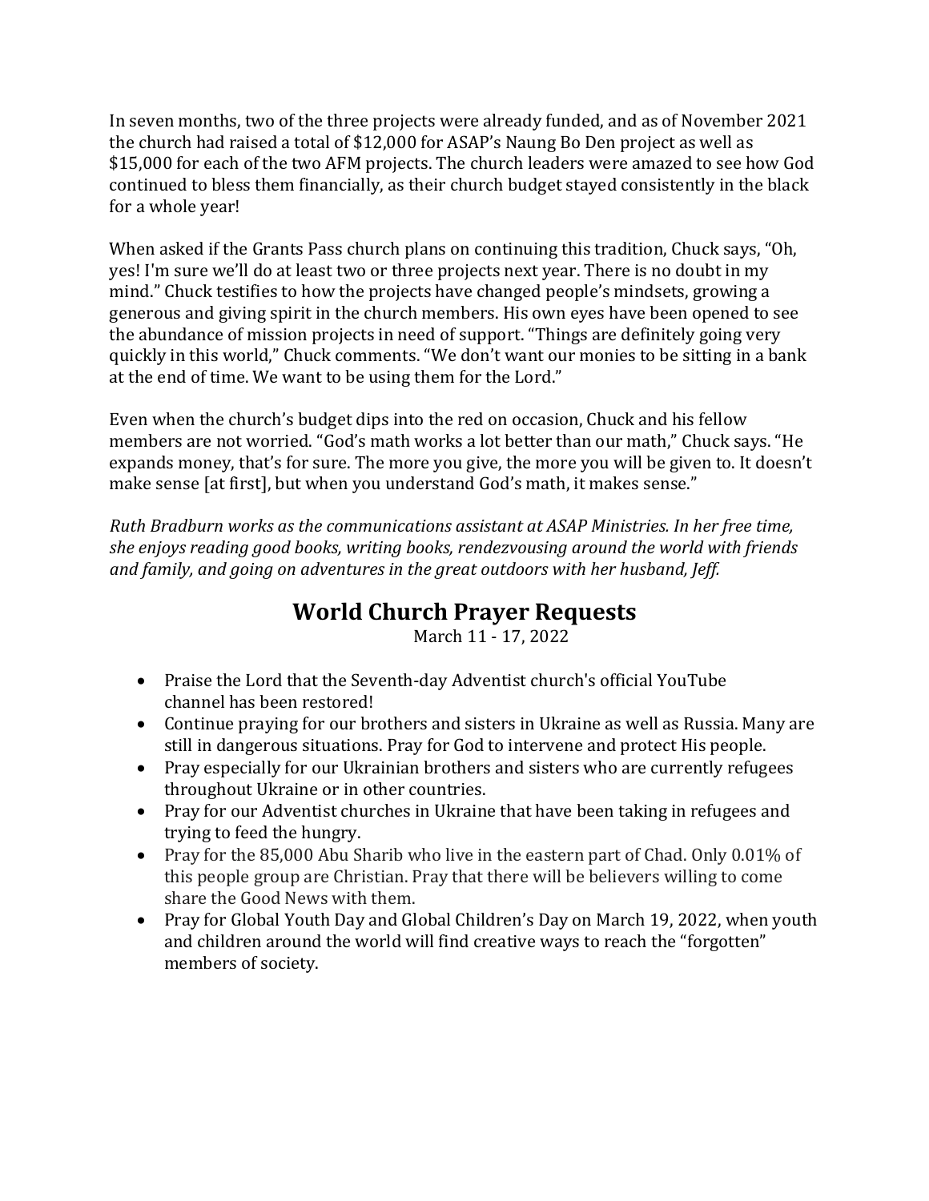In seven months, two of the three projects were already funded, and as of November 2021 the church had raised a total of $12,000 for ASAP's Naung Bo Den project as well as $15,000 for each of the two AFM projects. The church leaders were amazed to see how God continued to bless them financially, as their church budget stayed consistently in the black for a whole year!

When asked if the Grants Pass church plans on continuing this tradition, Chuck says, "Oh, yes! I'm sure we'll do at least two or three projects next year. There is no doubt in my mind." Chuck testifies to how the projects have changed people's mindsets, growing a generous and giving spirit in the church members. His own eyes have been opened to see the abundance of mission projects in need of support. "Things are definitely going very quickly in this world," Chuck comments. "We don't want our monies to be sitting in a bank at the end of time. We want to be using them for the Lord."

Even when the church's budget dips into the red on occasion, Chuck and his fellow members are not worried. "God's math works a lot better than our math," Chuck says. "He expands money, that's for sure. The more you give, the more you will be given to. It doesn't make sense [at first], but when you understand God's math, it makes sense."

*Ruth Bradburn works as the communications assistant at ASAP Ministries. In her free time, she enjoys reading good books, writing books, rendezvousing around the world with friends and family, and going on adventures in the great outdoors with her husband, Jeff.*

## World Church Prayer Requests

March 11 - 17, 2022

- Praise the Lord that the Seventh-day Adventist church's official YouTube channel has been restored!
- Continue praying for our brothers and sisters in Ukraine as well as Russia. Many are still in dangerous situations. Pray for God to intervene and protect His people.
- Pray especially for our Ukrainian brothers and sisters who are currently refugees throughout Ukraine or in other countries.
- Pray for our Adventist churches in Ukraine that have been taking in refugees and trying to feed the hungry.
- Pray for the 85,000 Abu Sharib who live in the eastern part of Chad. Only 0.01% of this people group are Christian. Pray that there will be believers willing to come share the Good News with them.
- Pray for Global Youth Day and Global Children's Day on March 19, 2022, when youth and children around the world will find creative ways to reach the "forgotten" members of society.